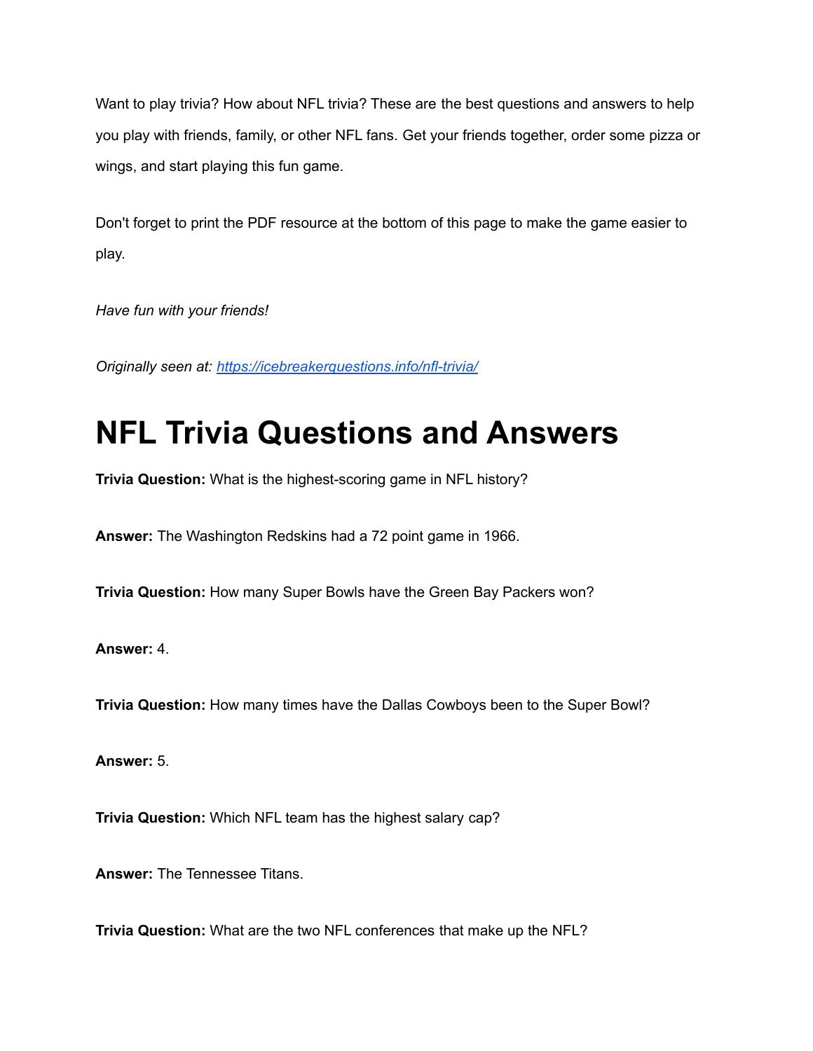Want to play trivia? How about NFL trivia? These are the best questions and answers to help you play with friends, family, or other NFL fans. Get your friends together, order some pizza or wings, and start playing this fun game.

Don't forget to print the PDF resource at the bottom of this page to make the game easier to play.

*Have fun with your friends!*

*Originally seen at: [https://icebreakerquestions.info/nfl-trivia/](https://icebreakerquestions.info/nfl-trivia/)*

# NFL Trivia Questions and Answers

**Trivia Question:** What is the highest-scoring game in NFL history?

**Answer:** The Washington Redskins had a 72 point game in 1966.

**Trivia Question:** How many Super Bowls have the Green Bay Packers won?

**Answer:** 4.

**Trivia Question:** How many times have the Dallas Cowboys been to the Super Bowl?

**Answer:** 5.

**Trivia Question:** Which NFL team has the highest salary cap?

**Answer:** The Tennessee Titans.

**Trivia Question:** What are the two NFL conferences that make up the NFL?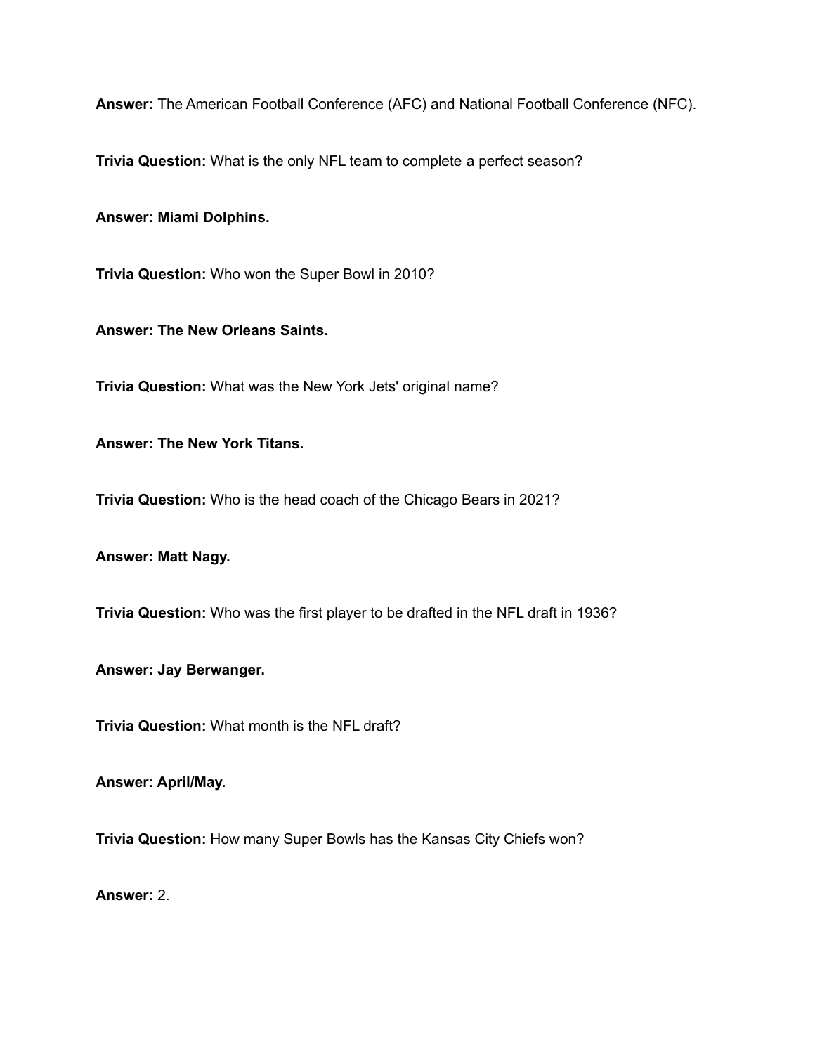**Answer:** The American Football Conference (AFC) and National Football Conference (NFC).

**Trivia Question:** What is the only NFL team to complete a perfect season?

**Answer: Miami Dolphins.**

**Trivia Question:** Who won the Super Bowl in 2010?

**Answer: The New Orleans Saints.**

**Trivia Question:** What was the New York Jets' original name?

**Answer: The New York Titans.**

**Trivia Question:** Who is the head coach of the Chicago Bears in 2021?

**Answer: Matt Nagy.**

**Trivia Question:** Who was the first player to be drafted in the NFL draft in 1936?

**Answer: Jay Berwanger.**

**Trivia Question:** What month is the NFL draft?

**Answer: April/May.**

**Trivia Question:** How many Super Bowls has the Kansas City Chiefs won?

**Answer:** 2.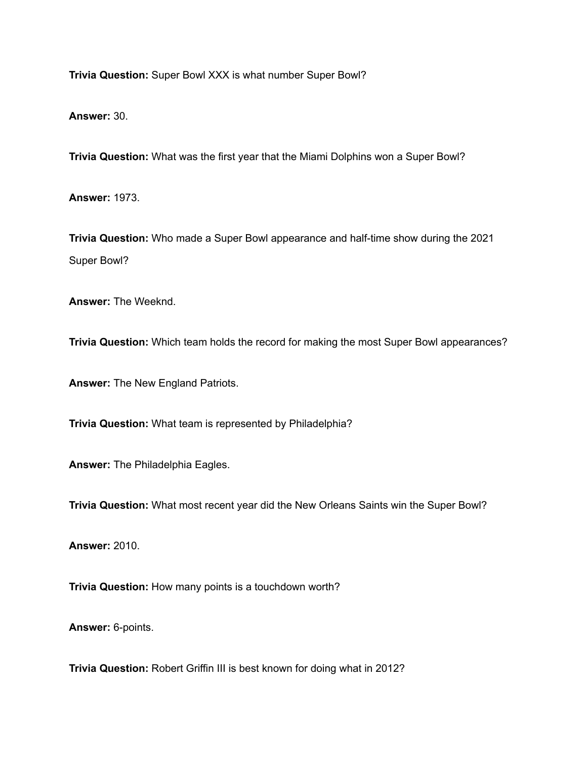**Trivia Question:** Super Bowl XXX is what number Super Bowl?

**Answer:** 30.

**Trivia Question:** What was the first year that the Miami Dolphins won a Super Bowl?

**Answer:** 1973.

**Trivia Question:** Who made a Super Bowl appearance and half-time show during the 2021 Super Bowl?

**Answer:** The Weeknd.

**Trivia Question:** Which team holds the record for making the most Super Bowl appearances?

**Answer:** The New England Patriots.

**Trivia Question:** What team is represented by Philadelphia?

**Answer:** The Philadelphia Eagles.

**Trivia Question:** What most recent year did the New Orleans Saints win the Super Bowl?

**Answer:** 2010.

**Trivia Question:** How many points is a touchdown worth?

**Answer:** 6-points.

**Trivia Question:** Robert Griffin III is best known for doing what in 2012?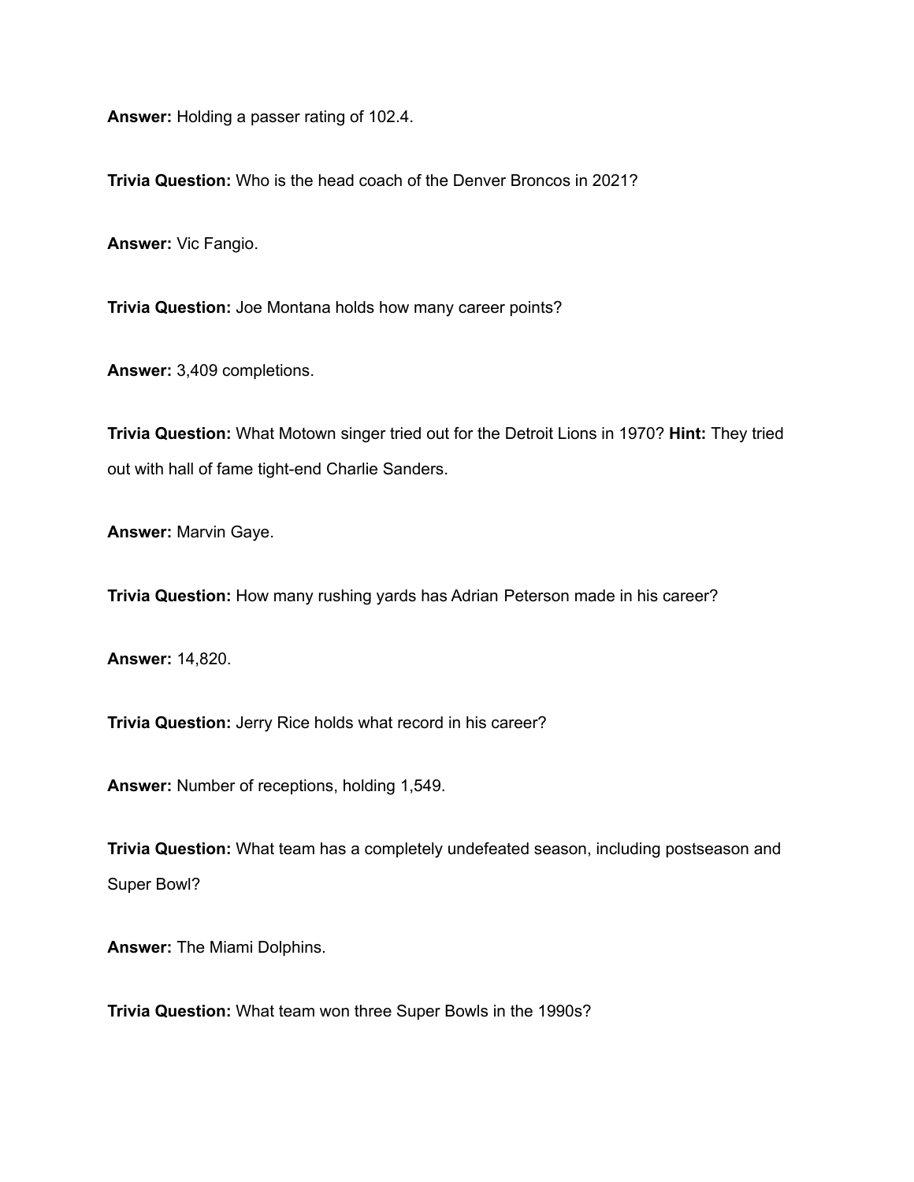**Answer:** Holding a passer rating of 102.4.

**Trivia Question:** Who is the head coach of the Denver Broncos in 2021?

**Answer:** Vic Fangio.

**Trivia Question:** Joe Montana holds how many career points?

**Answer:** 3,409 completions.

**Trivia Question:** What Motown singer tried out for the Detroit Lions in 1970? **Hint:** They tried out with hall of fame tight-end Charlie Sanders.

**Answer:** Marvin Gaye.

**Trivia Question:** How many rushing yards has Adrian Peterson made in his career?

**Answer:** 14,820.

**Trivia Question:** Jerry Rice holds what record in his career?

**Answer:** Number of receptions, holding 1,549.

**Trivia Question:** What team has a completely undefeated season, including postseason and Super Bowl?

**Answer:** The Miami Dolphins.

**Trivia Question:** What team won three Super Bowls in the 1990s?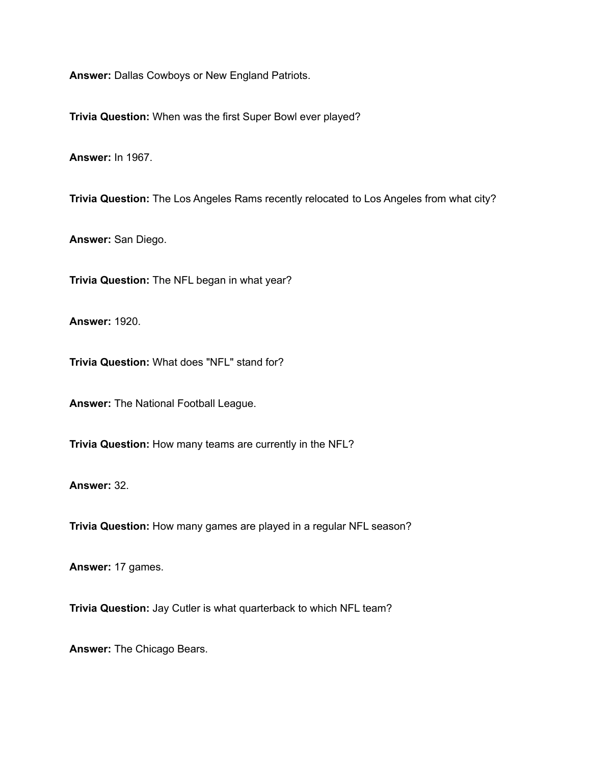**Answer:** Dallas Cowboys or New England Patriots.

**Trivia Question:** When was the first Super Bowl ever played?

**Answer:** In 1967.

**Trivia Question:** The Los Angeles Rams recently relocated to Los Angeles from what city?

**Answer:** San Diego.

**Trivia Question:** The NFL began in what year?

**Answer:** 1920.

**Trivia Question:** What does "NFL" stand for?

**Answer:** The National Football League.

**Trivia Question:** How many teams are currently in the NFL?

**Answer:** 32.

**Trivia Question:** How many games are played in a regular NFL season?

**Answer:** 17 games.

**Trivia Question:** Jay Cutler is what quarterback to which NFL team?

**Answer:** The Chicago Bears.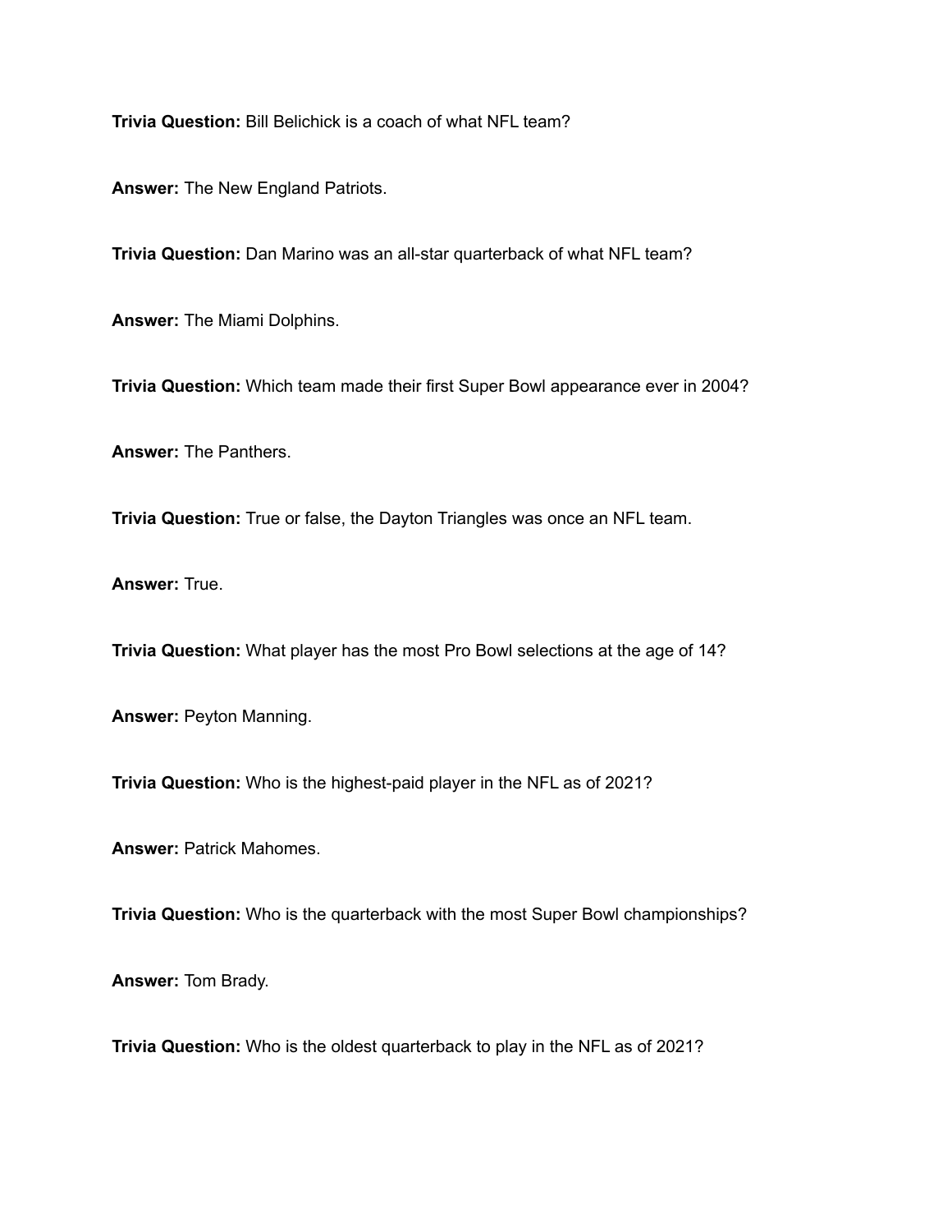**Trivia Question:** Bill Belichick is a coach of what NFL team?

**Answer:** The New England Patriots.

**Trivia Question:** Dan Marino was an all-star quarterback of what NFL team?

**Answer:** The Miami Dolphins.

**Trivia Question:** Which team made their first Super Bowl appearance ever in 2004?

**Answer:** The Panthers.

**Trivia Question:** True or false, the Dayton Triangles was once an NFL team.

**Answer:** True.

**Trivia Question:** What player has the most Pro Bowl selections at the age of 14?

**Answer:** Peyton Manning.

**Trivia Question:** Who is the highest-paid player in the NFL as of 2021?

**Answer:** Patrick Mahomes.

**Trivia Question:** Who is the quarterback with the most Super Bowl championships?

**Answer:** Tom Brady.

**Trivia Question:** Who is the oldest quarterback to play in the NFL as of 2021?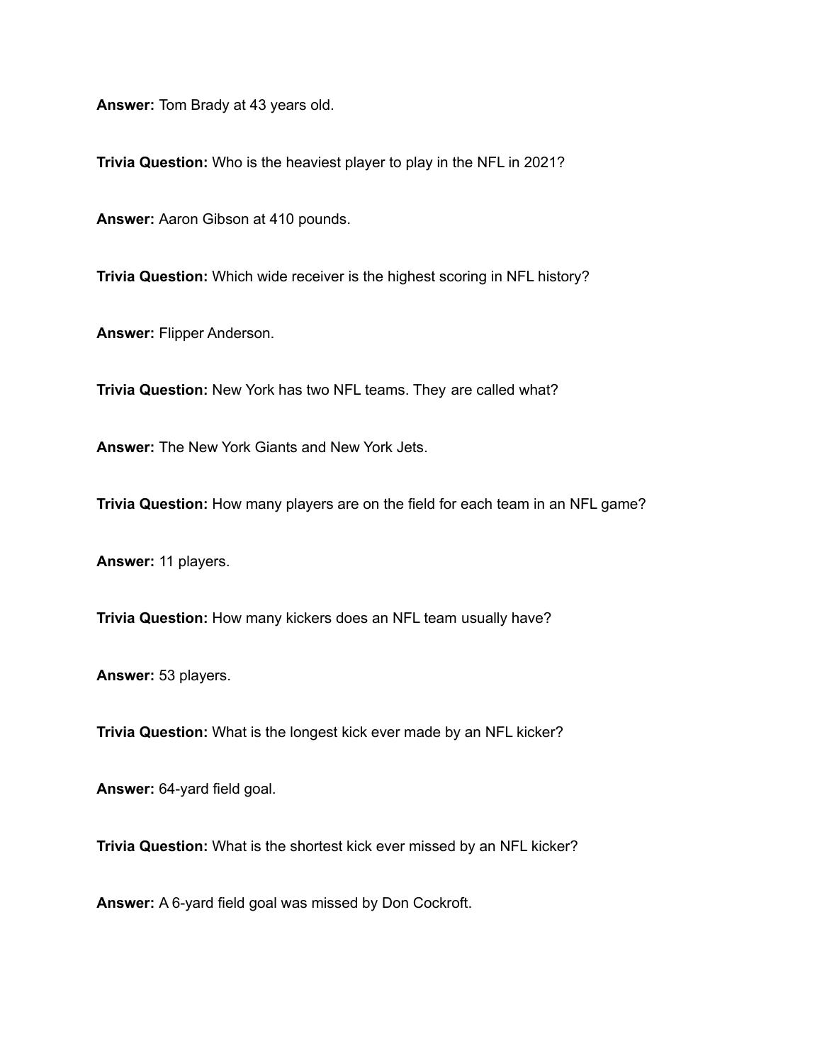**Answer:** Tom Brady at 43 years old.

**Trivia Question:** Who is the heaviest player to play in the NFL in 2021?

**Answer:** Aaron Gibson at 410 pounds.

**Trivia Question:** Which wide receiver is the highest scoring in NFL history?

**Answer:** Flipper Anderson.

**Trivia Question:** New York has two NFL teams. They are called what?

**Answer:** The New York Giants and New York Jets.

**Trivia Question:** How many players are on the field for each team in an NFL game?

**Answer:** 11 players.

**Trivia Question:** How many kickers does an NFL team usually have?

**Answer:** 53 players.

**Trivia Question:** What is the longest kick ever made by an NFL kicker?

**Answer:** 64-yard field goal.

**Trivia Question:** What is the shortest kick ever missed by an NFL kicker?

**Answer:** A 6-yard field goal was missed by Don Cockroft.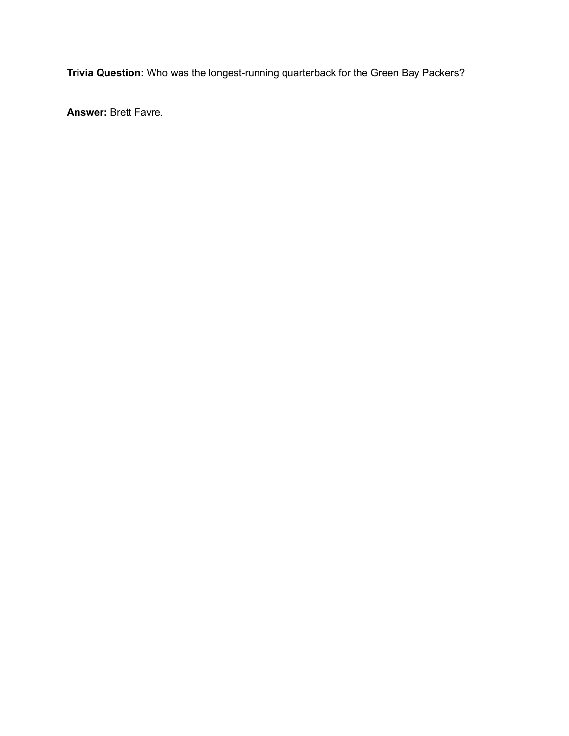**Trivia Question:** Who was the longest-running quarterback for the Green Bay Packers?

**Answer:** Brett Favre.